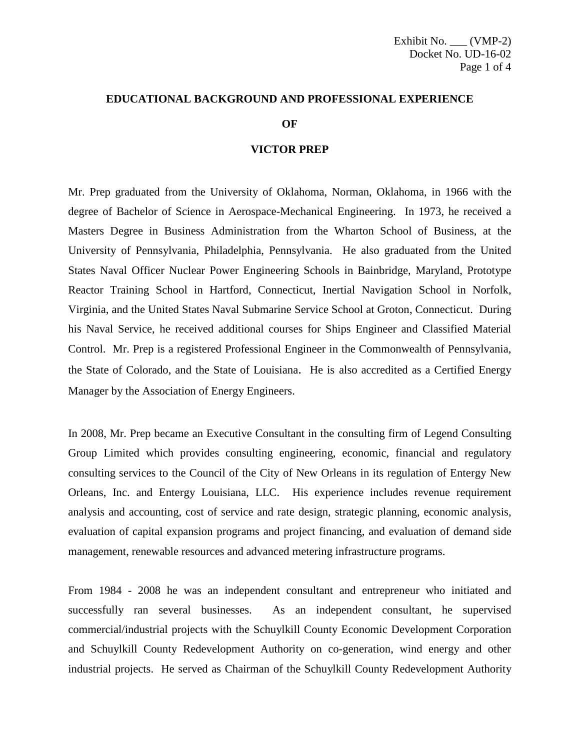# EDUCATIONAL BACKGROUND AND PROFESSIONAL EXPERIENCE

# OF

# VICTOR PREP

Mr. Prep graduated from the University of Oklahoma, Norman, Oklahoma, in 1966 with the degree of Bachelor of Science in Aerospace-Mechanical Engineering. In 1973, he received a Masters Degree in Business Administration from the Wharton School of Business, at the University of Pennsylvania, Philadelphia, Pennsylvania. He also graduated from the United States Naval Officer Nuclear Power Engineering Schools in Bainbridge, Maryland, Prototype Reactor Training School in Hartford, Connecticut, Inertial Navigation School in Norfolk, Virginia, and the United States Naval Submarine Service School at Groton, Connecticut. During his Naval Service, he received additional courses for Ships Engineer and Classified Material Control. Mr. Prep is a registered Professional Engineer in the Commonwealth of Pennsylvania, the State of Colorado, and the State of Louisiana. He is also accredited as a Certified Energy Manager by the Association of Energy Engineers.

In 2008, Mr. Prep became an Executive Consultant in the consulting firm of Legend Consulting Group Limited which provides consulting engineering, economic, financial and regulatory consulting services to the Council of the City of New Orleans in its regulation of Entergy New Orleans, Inc. and Entergy Louisiana, LLC. His experience includes revenue requirement analysis and accounting, cost of service and rate design, strategic planning, economic analysis, evaluation of capital expansion programs and project financing, and evaluation of demand side management, renewable resources and advanced metering infrastructure programs.

From 1984 - 2008 he was an independent consultant and entrepreneur who initiated and successfully ran several businesses. As an independent consultant, he supervised commercial/industrial projects with the Schuylkill County Economic Development Corporation and Schuylkill County Redevelopment Authority on co-generation, wind energy and other industrial projects. He served as Chairman of the Schuylkill County Redevelopment Authority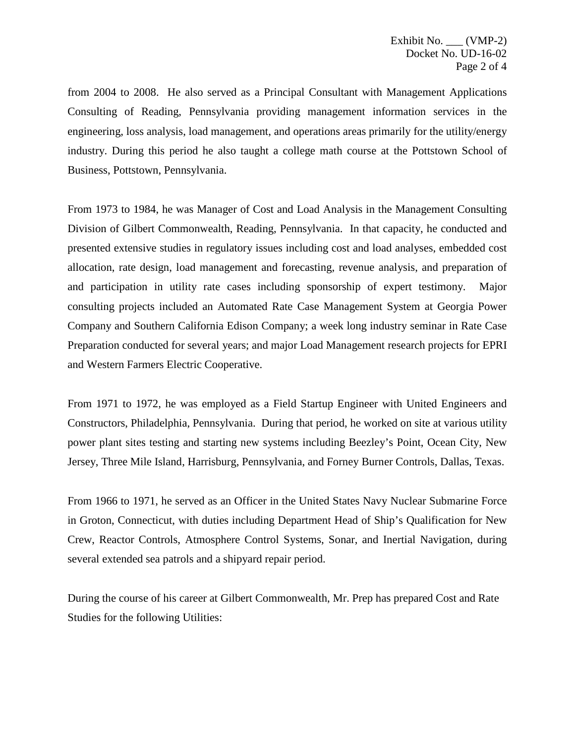from 2004 to 2008. He also served as a Principal Consultant with Management Applications Consulting of Reading, Pennsylvania providing management information services in the engineering, loss analysis, load management, and operations areas primarily for the utility/energy industry. During this period he also taught a college math course at the Pottstown School of Business, Pottstown, Pennsylvania.

From 1973 to 1984, he was Manager of Cost and Load Analysis in the Management Consulting Division of Gilbert Commonwealth, Reading, Pennsylvania. In that capacity, he conducted and presented extensive studies in regulatory issues including cost and load analyses, embedded cost allocation, rate design, load management and forecasting, revenue analysis, and preparation of and participation in utility rate cases including sponsorship of expert testimony. Major consulting projects included an Automated Rate Case Management System at Georgia Power Company and Southern California Edison Company; a week long industry seminar in Rate Case Preparation conducted for several years; and major Load Management research projects for EPRI and Western Farmers Electric Cooperative.

From 1971 to 1972, he was employed as a Field Startup Engineer with United Engineers and Constructors, Philadelphia, Pennsylvania. During that period, he worked on site at various utility power plant sites testing and starting new systems including Beezley's Point, Ocean City, New Jersey, Three Mile Island, Harrisburg, Pennsylvania, and Forney Burner Controls, Dallas, Texas.

From 1966 to 1971, he served as an Officer in the United States Navy Nuclear Submarine Force in Groton, Connecticut, with duties including Department Head of Ship's Qualification for New Crew, Reactor Controls, Atmosphere Control Systems, Sonar, and Inertial Navigation, during several extended sea patrols and a shipyard repair period.

During the course of his career at Gilbert Commonwealth, Mr. Prep has prepared Cost and Rate Studies for the following Utilities: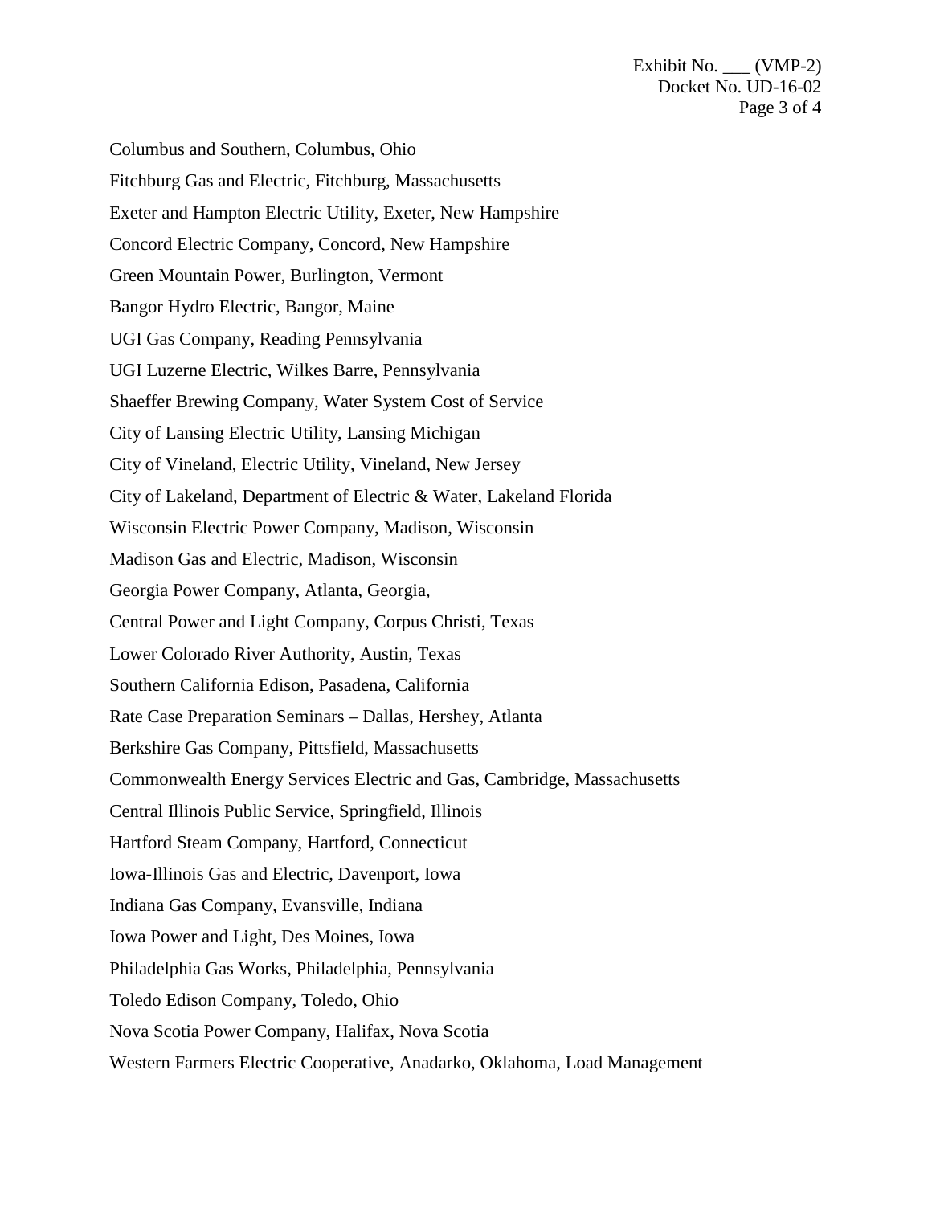Columbus and Southern, Columbus, Ohio

Fitchburg Gas and Electric, Fitchburg, Massachusetts

Exeter and Hampton Electric Utility, Exeter, New Hampshire

Concord Electric Company, Concord, New Hampshire

Green Mountain Power, Burlington, Vermont

Bangor Hydro Electric, Bangor, Maine

UGI Gas Company, Reading Pennsylvania

UGI Luzerne Electric, Wilkes Barre, Pennsylvania

Shaeffer Brewing Company, Water System Cost of Service

City of Lansing Electric Utility, Lansing Michigan

City of Vineland, Electric Utility, Vineland, New Jersey

City of Lakeland, Department of Electric & Water, Lakeland Florida

Wisconsin Electric Power Company, Madison, Wisconsin

Madison Gas and Electric, Madison, Wisconsin

Georgia Power Company, Atlanta, Georgia,

Central Power and Light Company, Corpus Christi, Texas

Lower Colorado River Authority, Austin, Texas

Southern California Edison, Pasadena, California

Rate Case Preparation Seminars – Dallas, Hershey, Atlanta

Berkshire Gas Company, Pittsfield, Massachusetts

Commonwealth Energy Services Electric and Gas, Cambridge, Massachusetts

Central Illinois Public Service, Springfield, Illinois

Hartford Steam Company, Hartford, Connecticut

Iowa-Illinois Gas and Electric, Davenport, Iowa

Indiana Gas Company, Evansville, Indiana

Iowa Power and Light, Des Moines, Iowa

Philadelphia Gas Works, Philadelphia, Pennsylvania

Toledo Edison Company, Toledo, Ohio

Nova Scotia Power Company, Halifax, Nova Scotia

Western Farmers Electric Cooperative, Anadarko, Oklahoma, Load Management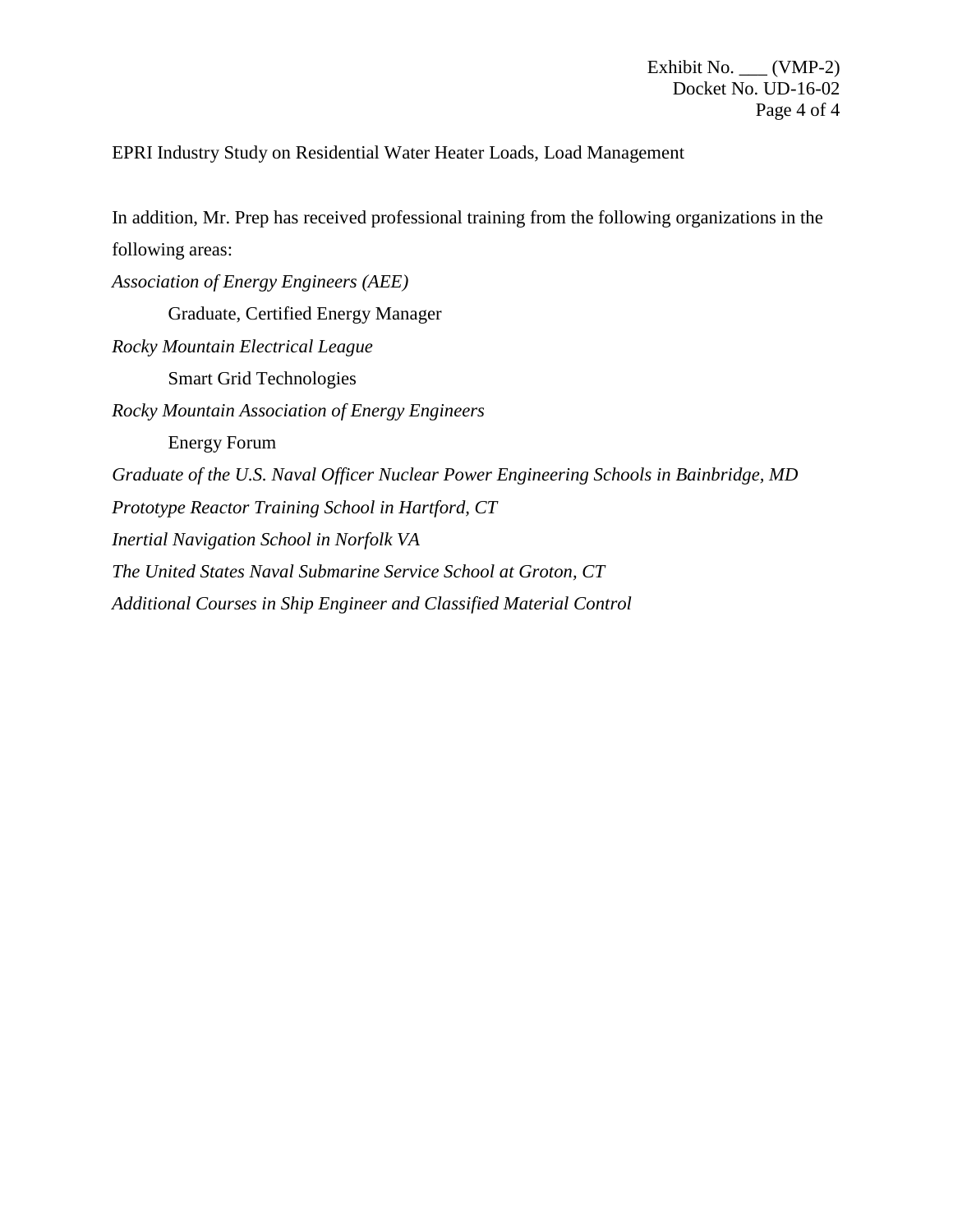EPRI Industry Study on Residential Water Heater Loads, Load Management

In addition, Mr. Prep has received professional training from the following organizations in the following areas:

*Association of Energy Engineers (AEE)*

    Graduate, Certified Energy Manager

*Rocky Mountain Electrical League*

    Smart Grid Technologies

*Rocky Mountain Association of Energy Engineers*

    Energy Forum

*Graduate of the U.S. Naval Officer Nuclear Power Engineering Schools in Bainbridge, MD*

*Prototype Reactor Training School in Hartford, CT*

*Inertial Navigation School in Norfolk VA*

*The United States Naval Submarine Service School at Groton, CT*

*Additional Courses in Ship Engineer and Classified Material Control*